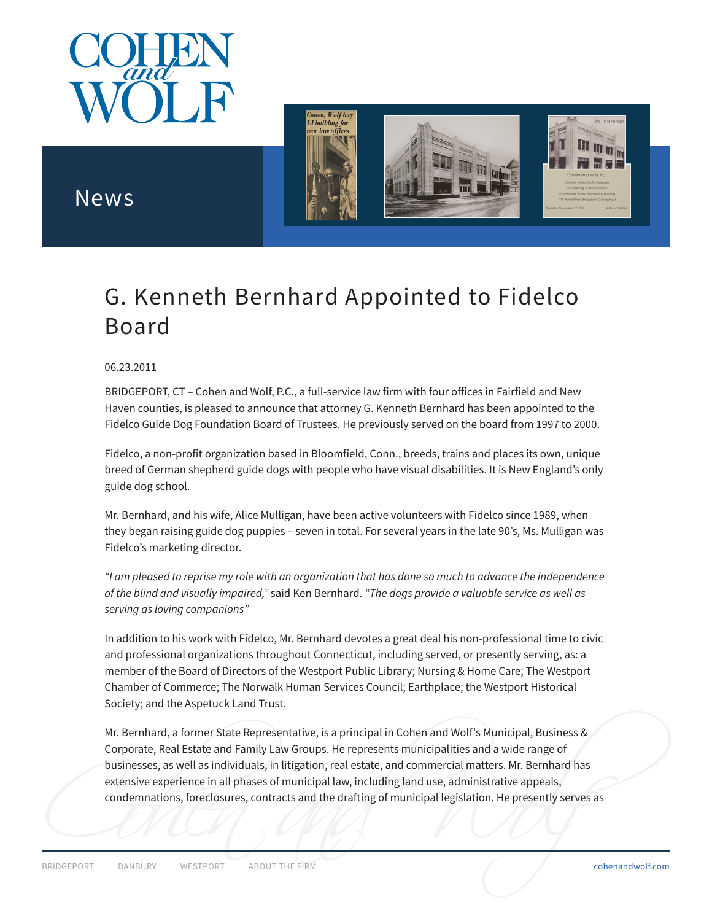# G. Kenneth Bernhard Appointed to Fidelco Board

06.23.2011

BRIDGEPORT, CT – Cohen and Wolf, P.C., a full-service law firm with four offices in Fairfield and New Haven counties, is pleased to announce that attorney G. Kenneth Bernhard has been appointed to the Fidelco Guide Dog Foundation Board of Trustees. He previously served on the board from 1997 to 2000.

Fidelco, a non-profit organization based in Bloomfield, Conn., breeds, trains and places its own, unique breed of German shepherd guide dogs with people who have visual disabilities. It is New England's only guide dog school.

Mr. Bernhard, and his wife, Alice Mulligan, have been active volunteers with Fidelco since 1989, when they began raising guide dog puppies – seven in total. For several years in the late 90's, Ms. Mulligan was Fidelco's marketing director.

*"I am pleased to reprise my role with an organization that has done so much to advance the independence of the blind and visually impaired,"* said Ken Bernhard. *"The dogs provide a valuable service as well as serving as loving companions"*

In addition to his work with Fidelco, Mr. Bernhard devotes a great deal his non-professional time to civic and professional organizations throughout Connecticut, including served, or presently serving, as: a member of the Board of Directors of the Westport Public Library; Nursing & Home Care; The Westport Chamber of Commerce; The Norwalk Human Services Council; Earthplace; the Westport Historical Society; and the Aspetuck Land Trust.

Mr. Bernhard, a former State Representative, is a principal in Cohen and Wolf's Municipal, Business & Corporate, Real Estate and Family Law Groups. He represents municipalities and a wide range of businesses, as well as individuals, in litigation, real estate, and commercial matters. Mr. Bernhard has extensive experience in all phases of municipal law, including land use, administrative appeals, condemnations, foreclosures, contracts and the drafting of municipal legislation. He presently serves as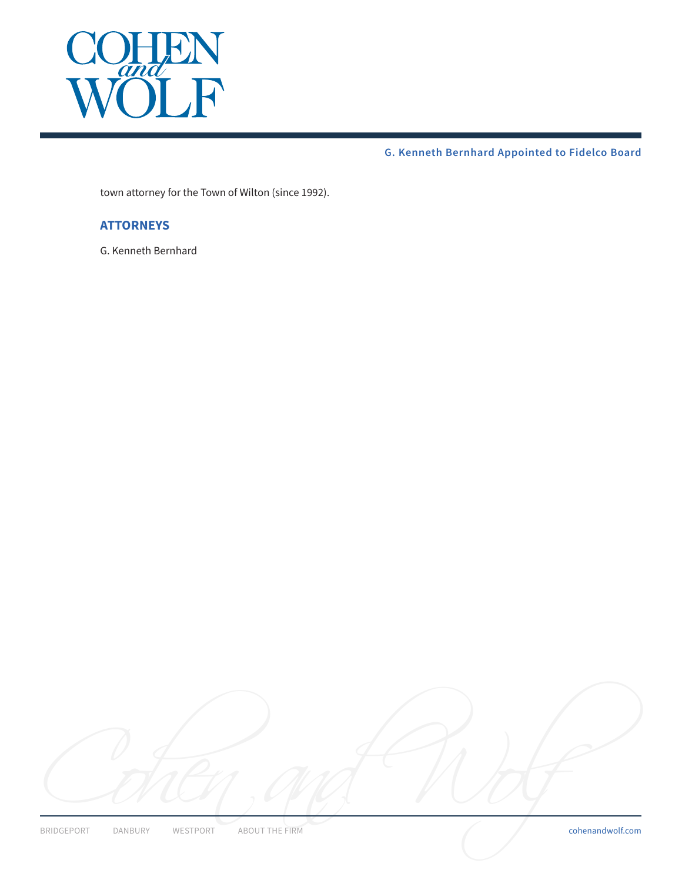town attorney for the Town of Wilton (since 1992).

## ATTORNEYS

G. Kenneth Bernhard